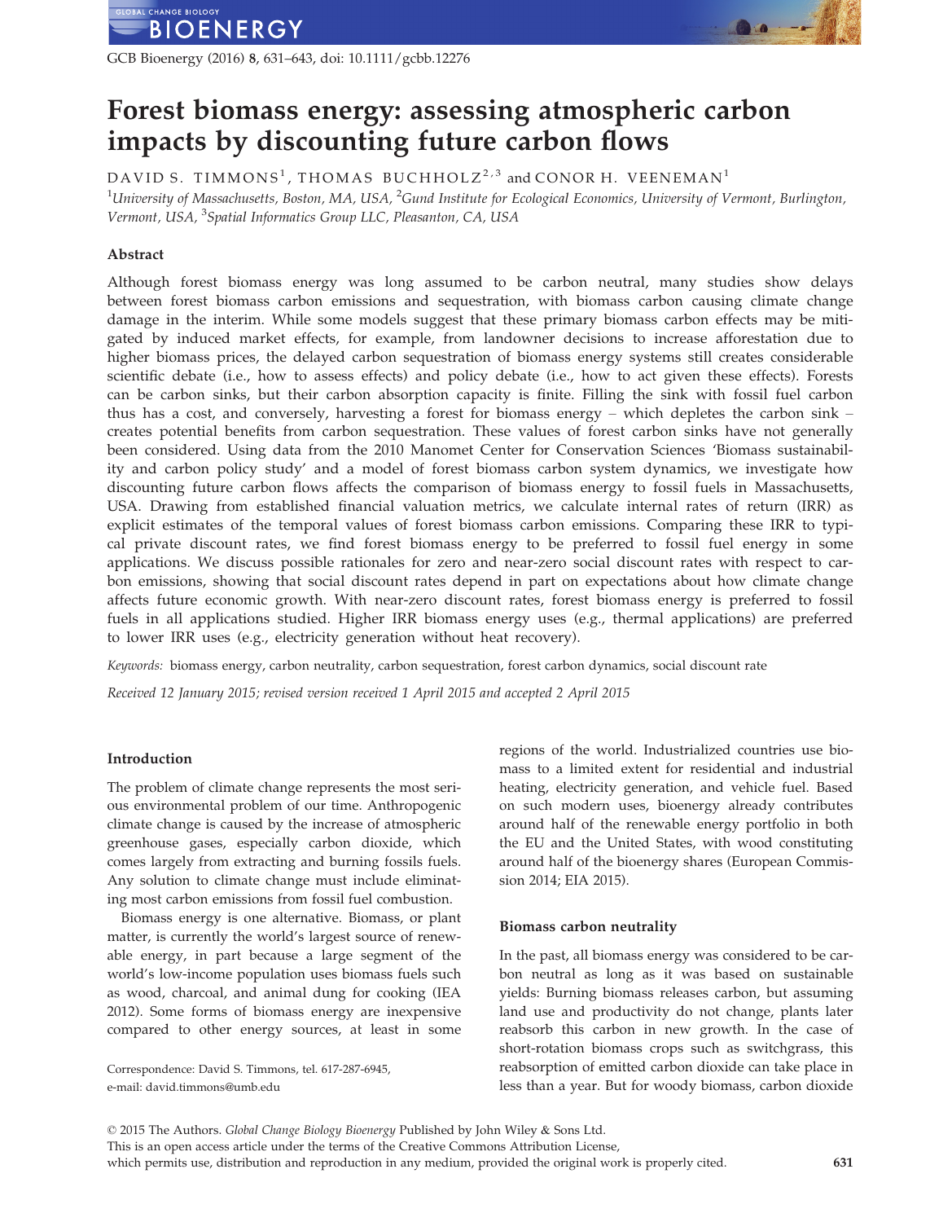# Forest biomass energy: assessing atmospheric carbon impacts by discounting future carbon flows

DAVID S. TIMMONS[1], THOMAS BUCHHOLZ[2,3] and CONOR H. VEENEMAN[1]

[1]*University of Massachusetts, Boston, MA, USA,* [2]*Gund Institute for Ecological Economics, University of Vermont, Burlington, Vermont, USA,* [3]*Spatial Informatics Group LLC, Pleasanton, CA, USA*

## Abstract

Although forest biomass energy was long assumed to be carbon neutral, many studies show delays between forest biomass carbon emissions and sequestration, with biomass carbon causing climate change damage in the interim. While some models suggest that these primary biomass carbon effects may be mitigated by induced market effects, for example, from landowner decisions to increase afforestation due to higher biomass prices, the delayed carbon sequestration of biomass energy systems still creates considerable scientific debate (i.e., how to assess effects) and policy debate (i.e., how to act given these effects). Forests can be carbon sinks, but their carbon absorption capacity is finite. Filling the sink with fossil fuel carbon thus has a cost, and conversely, harvesting a forest for biomass energy – which depletes the carbon sink – creates potential benefits from carbon sequestration. These values of forest carbon sinks have not generally been considered. Using data from the 2010 Manomet Center for Conservation Sciences 'Biomass sustainability and carbon policy study' and a model of forest biomass carbon system dynamics, we investigate how discounting future carbon flows affects the comparison of biomass energy to fossil fuels in Massachusetts, USA. Drawing from established financial valuation metrics, we calculate internal rates of return (IRR) as explicit estimates of the temporal values of forest biomass carbon emissions. Comparing these IRR to typical private discount rates, we find forest biomass energy to be preferred to fossil fuel energy in some applications. We discuss possible rationales for zero and near-zero social discount rates with respect to carbon emissions, showing that social discount rates depend in part on expectations about how climate change affects future economic growth. With near-zero discount rates, forest biomass energy is preferred to fossil fuels in all applications studied. Higher IRR biomass energy uses (e.g., thermal applications) are preferred to lower IRR uses (e.g., electricity generation without heat recovery).

*Keywords:* biomass energy, carbon neutrality, carbon sequestration, forest carbon dynamics, social discount rate

*Received 12 January 2015; revised version received 1 April 2015 and accepted 2 April 2015*

## Introduction

The problem of climate change represents the most serious environmental problem of our time. Anthropogenic climate change is caused by the increase of atmospheric greenhouse gases, especially carbon dioxide, which comes largely from extracting and burning fossils fuels. Any solution to climate change must include eliminating most carbon emissions from fossil fuel combustion.

Biomass energy is one alternative. Biomass, or plant matter, is currently the world's largest source of renewable energy, in part because a large segment of the world's low-income population uses biomass fuels such as wood, charcoal, and animal dung for cooking (IEA 2012). Some forms of biomass energy are inexpensive compared to other energy sources, at least in some regions of the world. Industrialized countries use biomass to a limited extent for residential and industrial heating, electricity generation, and vehicle fuel. Based on such modern uses, bioenergy already contributes around half of the renewable energy portfolio in both the EU and the United States, with wood constituting around half of the bioenergy shares (European Commission 2014; EIA 2015).

### Biomass carbon neutrality

In the past, all biomass energy was considered to be carbon neutral as long as it was based on sustainable yields: Burning biomass releases carbon, but assuming land use and productivity do not change, plants later reabsorb this carbon in new growth. In the case of short-rotation biomass crops such as switchgrass, this reabsorption of emitted carbon dioxide can take place in less than a year. But for woody biomass, carbon dioxide

Correspondence: David S. Timmons, tel. 617-287-6945, e-mail: david.timmons@umb.edu

© 2015 The Authors. *Global Change Biology Bioenergy* Published by John Wiley & Sons Ltd.
This is an open access article under the terms of the Creative Commons Attribution License, which permits use, distribution and reproduction in any medium, provided the original work is properly cited.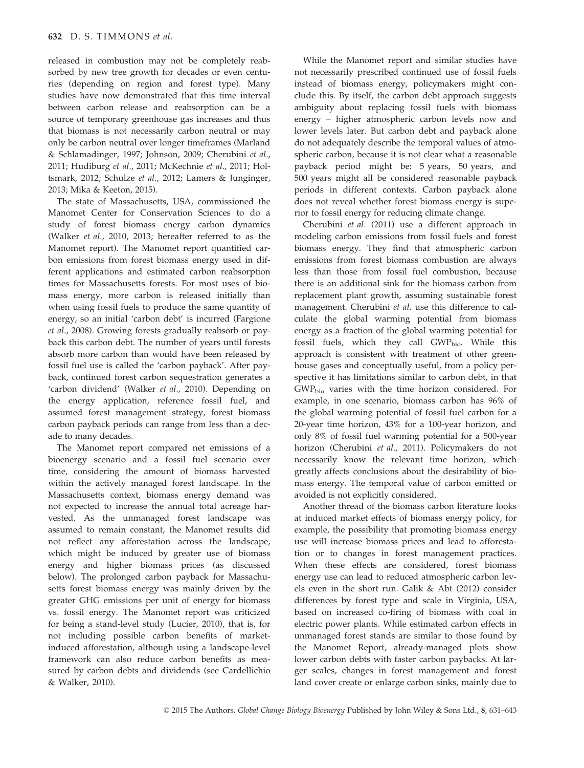released in combustion may not be completely reabsorbed by new tree growth for decades or even centuries (depending on region and forest type). Many studies have now demonstrated that this time interval between carbon release and reabsorption can be a source of temporary greenhouse gas increases and thus that biomass is not necessarily carbon neutral or may only be carbon neutral over longer timeframes (Marland & Schlamadinger, 1997; Johnson, 2009; Cherubini *et al.*, 2011; Hudiburg *et al.*, 2011; McKechnie *et al.*, 2011; Holtsmark, 2012; Schulze *et al.*, 2012; Lamers & Junginger, 2013; Mika & Keeton, 2015).

The state of Massachusetts, USA, commissioned the Manomet Center for Conservation Sciences to do a study of forest biomass energy carbon dynamics (Walker *et al.*, 2010, 2013; hereafter referred to as the Manomet report). The Manomet report quantified carbon emissions from forest biomass energy used in different applications and estimated carbon reabsorption times for Massachusetts forests. For most uses of biomass energy, more carbon is released initially than when using fossil fuels to produce the same quantity of energy, so an initial 'carbon debt' is incurred (Fargione *et al.*, 2008). Growing forests gradually reabsorb or payback this carbon debt. The number of years until forests absorb more carbon than would have been released by fossil fuel use is called the 'carbon payback'. After payback, continued forest carbon sequestration generates a 'carbon dividend' (Walker *et al.*, 2010). Depending on the energy application, reference fossil fuel, and assumed forest management strategy, forest biomass carbon payback periods can range from less than a decade to many decades.

The Manomet report compared net emissions of a bioenergy scenario and a fossil fuel scenario over time, considering the amount of biomass harvested within the actively managed forest landscape. In the Massachusetts context, biomass energy demand was not expected to increase the annual total acreage harvested. As the unmanaged forest landscape was assumed to remain constant, the Manomet results did not reflect any afforestation across the landscape, which might be induced by greater use of biomass energy and higher biomass prices (as discussed below). The prolonged carbon payback for Massachusetts forest biomass energy was mainly driven by the greater GHG emissions per unit of energy for biomass vs. fossil energy. The Manomet report was criticized for being a stand-level study (Lucier, 2010), that is, for not including possible carbon benefits of market-induced afforestation, although using a landscape-level framework can also reduce carbon benefits as measured by carbon debts and dividends (see Cardellichio & Walker, 2010).

While the Manomet report and similar studies have not necessarily prescribed continued use of fossil fuels instead of biomass energy, policymakers might conclude this. By itself, the carbon debt approach suggests ambiguity about replacing fossil fuels with biomass energy – higher atmospheric carbon levels now and lower levels later. But carbon debt and payback alone do not adequately describe the temporal values of atmospheric carbon, because it is not clear what a reasonable payback period might be: 5 years, 50 years, and 500 years might all be considered reasonable payback periods in different contexts. Carbon payback alone does not reveal whether forest biomass energy is superior to fossil energy for reducing climate change.

Cherubini *et al.* (2011) use a different approach in modeling carbon emissions from fossil fuels and forest biomass energy. They find that atmospheric carbon emissions from forest biomass combustion are always less than those from fossil fuel combustion, because there is an additional sink for the biomass carbon from replacement plant growth, assuming sustainable forest management. Cherubini *et al.* use this difference to calculate the global warming potential from biomass energy as a fraction of the global warming potential for fossil fuels, which they call $GWP_{bio}$. While this approach is consistent with treatment of other greenhouse gases and conceptually useful, from a policy perspective it has limitations similar to carbon debt, in that $GWP_{bio}$ varies with the time horizon considered. For example, in one scenario, biomass carbon has 96% of the global warming potential of fossil fuel carbon for a 20-year time horizon, 43% for a 100-year horizon, and only 8% of fossil fuel warming potential for a 500-year horizon (Cherubini *et al.*, 2011). Policymakers do not necessarily know the relevant time horizon, which greatly affects conclusions about the desirability of biomass energy. The temporal value of carbon emitted or avoided is not explicitly considered.

Another thread of the biomass carbon literature looks at induced market effects of biomass energy policy, for example, the possibility that promoting biomass energy use will increase biomass prices and lead to afforestation or to changes in forest management practices. When these effects are considered, forest biomass energy use can lead to reduced atmospheric carbon levels even in the short run. Galik & Abt (2012) consider differences by forest type and scale in Virginia, USA, based on increased co-firing of biomass with coal in electric power plants. While estimated carbon effects in unmanaged forest stands are similar to those found by the Manomet Report, already-managed plots show lower carbon debts with faster carbon paybacks. At larger scales, changes in forest management and forest land cover create or enlarge carbon sinks, mainly due to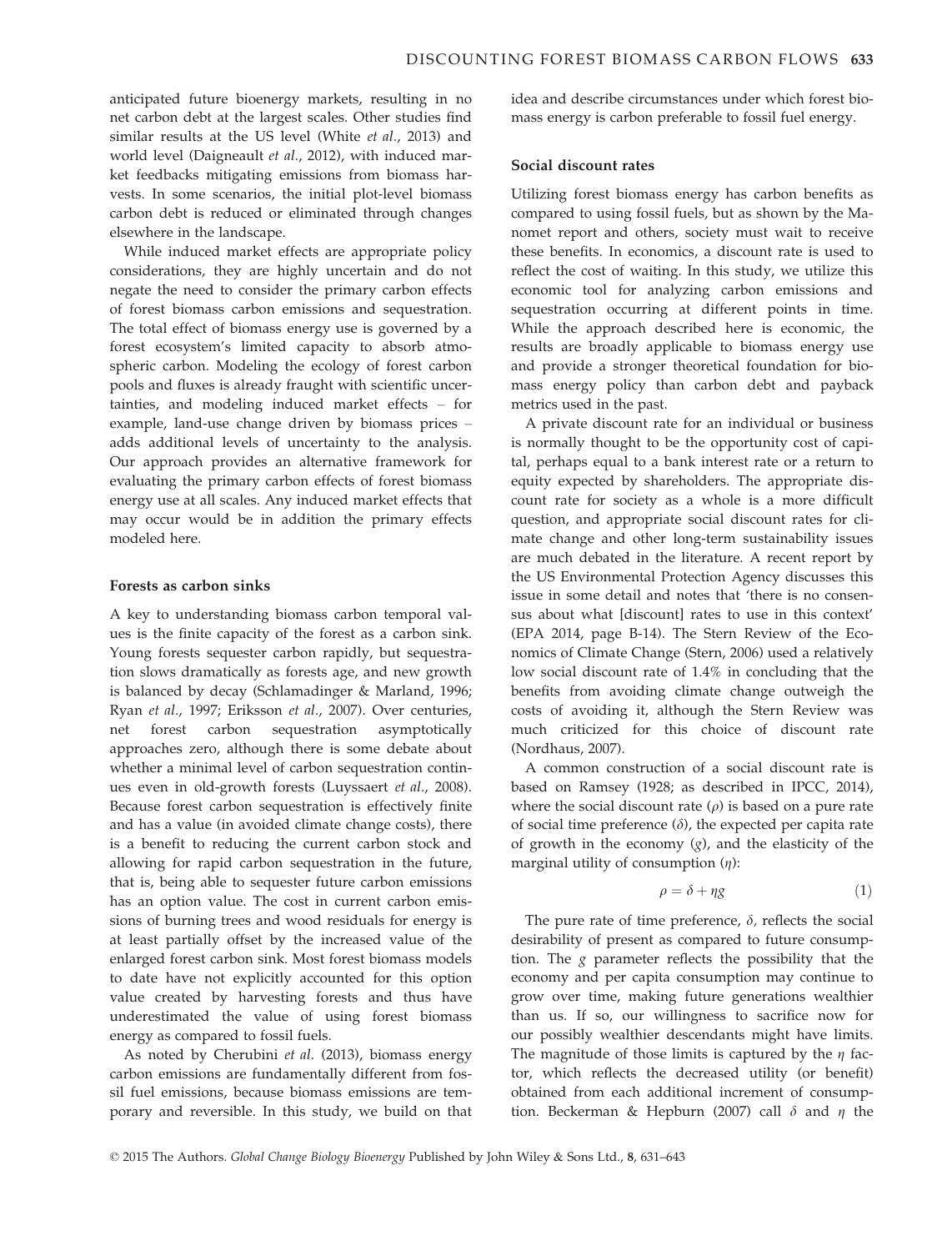anticipated future bioenergy markets, resulting in no net carbon debt at the largest scales. Other studies find similar results at the US level (White *et al.*, 2013) and world level (Daigneault *et al.*, 2012), with induced market feedbacks mitigating emissions from biomass harvests. In some scenarios, the initial plot-level biomass carbon debt is reduced or eliminated through changes elsewhere in the landscape.

While induced market effects are appropriate policy considerations, they are highly uncertain and do not negate the need to consider the primary carbon effects of forest biomass carbon emissions and sequestration. The total effect of biomass energy use is governed by a forest ecosystem's limited capacity to absorb atmospheric carbon. Modeling the ecology of forest carbon pools and fluxes is already fraught with scientific uncertainties, and modeling induced market effects – for example, land-use change driven by biomass prices – adds additional levels of uncertainty to the analysis. Our approach provides an alternative framework for evaluating the primary carbon effects of forest biomass energy use at all scales. Any induced market effects that may occur would be in addition the primary effects modeled here.

### Forests as carbon sinks

A key to understanding biomass carbon temporal values is the finite capacity of the forest as a carbon sink. Young forests sequester carbon rapidly, but sequestration slows dramatically as forests age, and new growth is balanced by decay (Schlamadinger & Marland, 1996; Ryan *et al.*, 1997; Eriksson *et al.*, 2007). Over centuries, net forest carbon sequestration asymptotically approaches zero, although there is some debate about whether a minimal level of carbon sequestration continues even in old-growth forests (Luyssaert *et al.*, 2008). Because forest carbon sequestration is effectively finite and has a value (in avoided climate change costs), there is a benefit to reducing the current carbon stock and allowing for rapid carbon sequestration in the future, that is, being able to sequester future carbon emissions has an option value. The cost in current carbon emissions of burning trees and wood residuals for energy is at least partially offset by the increased value of the enlarged forest carbon sink. Most forest biomass models to date have not explicitly accounted for this option value created by harvesting forests and thus have underestimated the value of using forest biomass energy as compared to fossil fuels.

As noted by Cherubini *et al.* (2013), biomass energy carbon emissions are fundamentally different from fossil fuel emissions, because biomass emissions are temporary and reversible. In this study, we build on that idea and describe circumstances under which forest biomass energy is carbon preferable to fossil fuel energy.

### Social discount rates

Utilizing forest biomass energy has carbon benefits as compared to using fossil fuels, but as shown by the Manomet report and others, society must wait to receive these benefits. In economics, a discount rate is used to reflect the cost of waiting. In this study, we utilize this economic tool for analyzing carbon emissions and sequestration occurring at different points in time. While the approach described here is economic, the results are broadly applicable to biomass energy use and provide a stronger theoretical foundation for biomass energy policy than carbon debt and payback metrics used in the past.

A private discount rate for an individual or business is normally thought to be the opportunity cost of capital, perhaps equal to a bank interest rate or a return to equity expected by shareholders. The appropriate discount rate for society as a whole is a more difficult question, and appropriate social discount rates for climate change and other long-term sustainability issues are much debated in the literature. A recent report by the US Environmental Protection Agency discusses this issue in some detail and notes that 'there is no consensus about what [discount] rates to use in this context' (EPA 2014, page B-14). The Stern Review of the Economics of Climate Change (Stern, 2006) used a relatively low social discount rate of 1.4% in concluding that the benefits from avoiding climate change outweigh the costs of avoiding it, although the Stern Review was much criticized for this choice of discount rate (Nordhaus, 2007).

A common construction of a social discount rate is based on Ramsey (1928; as described in IPCC, 2014), where the social discount rate ($\rho$) is based on a pure rate of social time preference ($\delta$), the expected per capita rate of growth in the economy ($g$), and the elasticity of the marginal utility of consumption ($\eta$):

$$\rho = \delta + \eta g \tag{1}$$

The pure rate of time preference, $\delta$, reflects the social desirability of present as compared to future consumption. The $g$ parameter reflects the possibility that the economy and per capita consumption may continue to grow over time, making future generations wealthier than us. If so, our willingness to sacrifice now for our possibly wealthier descendants might have limits. The magnitude of those limits is captured by the $\eta$ factor, which reflects the decreased utility (or benefit) obtained from each additional increment of consumption. Beckerman & Hepburn (2007) call $\delta$ and $\eta$ the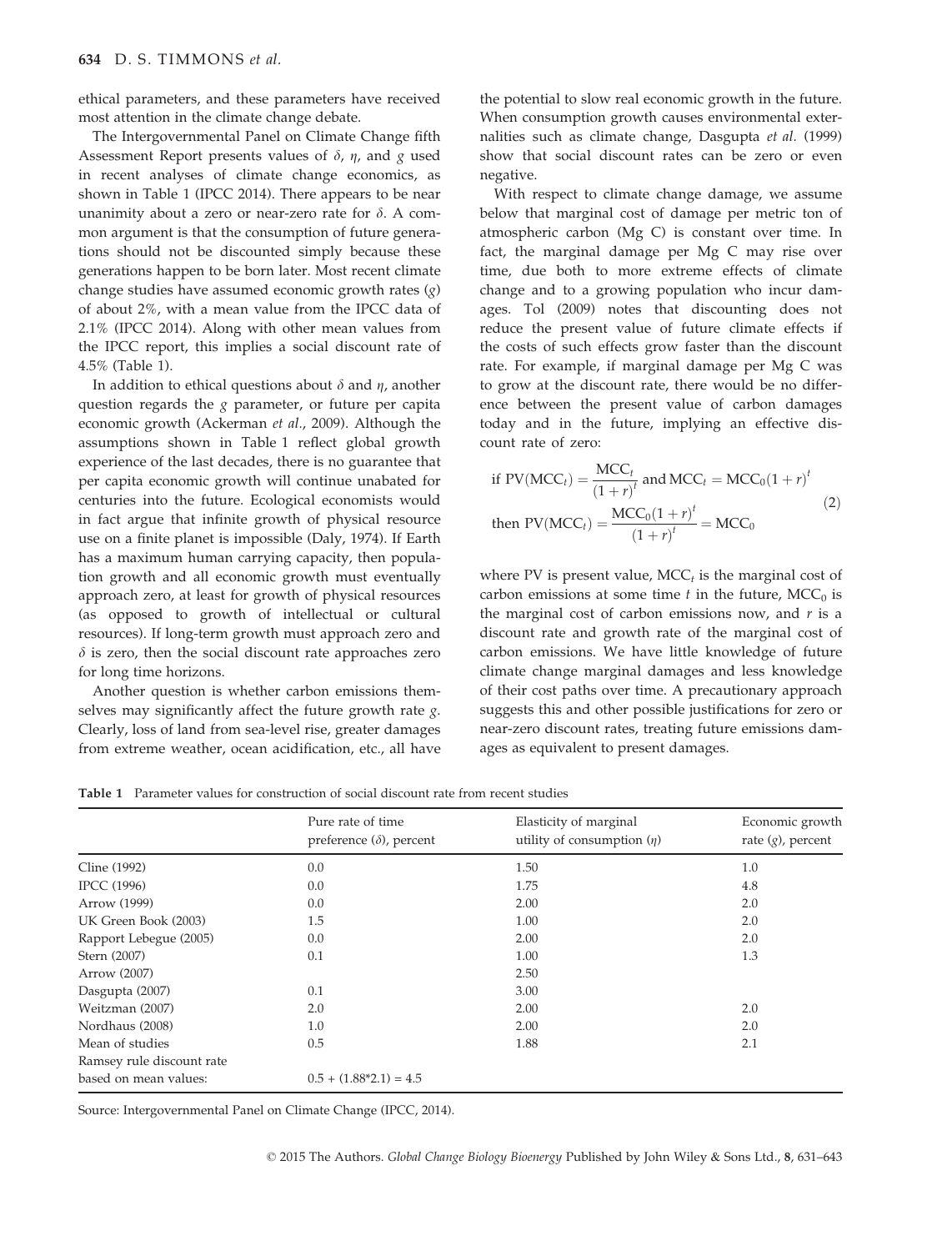ethical parameters, and these parameters have received most attention in the climate change debate.

The Intergovernmental Panel on Climate Change fifth Assessment Report presents values of $\delta$, $\eta$, and $g$ used in recent analyses of climate change economics, as shown in Table 1 (IPCC 2014). There appears to be near unanimity about a zero or near-zero rate for $\delta$. A common argument is that the consumption of future generations should not be discounted simply because these generations happen to be born later. Most recent climate change studies have assumed economic growth rates ($g$) of about 2%, with a mean value from the IPCC data of 2.1% (IPCC 2014). Along with other mean values from the IPCC report, this implies a social discount rate of 4.5% (Table 1).

In addition to ethical questions about $\delta$ and $\eta$, another question regards the $g$ parameter, or future per capita economic growth (Ackerman *et al.*, 2009). Although the assumptions shown in Table 1 reflect global growth experience of the last decades, there is no guarantee that per capita economic growth will continue unabated for centuries into the future. Ecological economists would in fact argue that infinite growth of physical resource use on a finite planet is impossible (Daly, 1974). If Earth has a maximum human carrying capacity, then population growth and all economic growth must eventually approach zero, at least for growth of physical resources (as opposed to growth of intellectual or cultural resources). If long-term growth must approach zero and $\delta$ is zero, then the social discount rate approaches zero for long time horizons.

Another question is whether carbon emissions themselves may significantly affect the future growth rate $g$. Clearly, loss of land from sea-level rise, greater damages from extreme weather, ocean acidification, etc., all have the potential to slow real economic growth in the future. When consumption growth causes environmental externalities such as climate change, Dasgupta *et al.* (1999) show that social discount rates can be zero or even negative.

With respect to climate change damage, we assume below that marginal cost of damage per metric ton of atmospheric carbon (Mg C) is constant over time. In fact, the marginal damage per Mg C may rise over time, due both to more extreme effects of climate change and to a growing population who incur damages. Tol (2009) notes that discounting does not reduce the present value of future climate effects if the costs of such effects grow faster than the discount rate. For example, if marginal damage per Mg C was to grow at the discount rate, there would be no difference between the present value of carbon damages today and in the future, implying an effective discount rate of zero:

$$
\begin{aligned}
&\text{if } \mathrm{PV}(\mathrm{MCC}_t) = \frac{\mathrm{MCC}_t}{(1+r)^t} \text{ and } \mathrm{MCC}_t = \mathrm{MCC}_0(1+r)^t \\
&\text{then } \mathrm{PV}(\mathrm{MCC}_t) = \frac{\mathrm{MCC}_0(1+r)^t}{(1+r)^t} = \mathrm{MCC}_0
\end{aligned}
\tag{2}
$$

where PV is present value, $\mathrm{MCC}_t$ is the marginal cost of carbon emissions at some time $t$ in the future, $\mathrm{MCC}_0$ is the marginal cost of carbon emissions now, and $r$ is a discount rate and growth rate of the marginal cost of carbon emissions. We have little knowledge of future climate change marginal damages and less knowledge of their cost paths over time. A precautionary approach suggests this and other possible justifications for zero or near-zero discount rates, treating future emissions damages as equivalent to present damages.

**Table 1** Parameter values for construction of social discount rate from recent studies

| | Pure rate of time preference ($\delta$), percent | Elasticity of marginal utility of consumption ($\eta$) | Economic growth rate ($g$), percent |
|---|---|---|---|
| Cline (1992) | 0.0 | 1.50 | 1.0 |
| IPCC (1996) | 0.0 | 1.75 | 4.8 |
| Arrow (1999) | 0.0 | 2.00 | 2.0 |
| UK Green Book (2003) | 1.5 | 1.00 | 2.0 |
| Rapport Lebegue (2005) | 0.0 | 2.00 | 2.0 |
| Stern (2007) | 0.1 | 1.00 | 1.3 |
| Arrow (2007) | | 2.50 | |
| Dasgupta (2007) | 0.1 | 3.00 | |
| Weitzman (2007) | 2.0 | 2.00 | 2.0 |
| Nordhaus (2008) | 1.0 | 2.00 | 2.0 |
| Mean of studies | 0.5 | 1.88 | 2.1 |
| Ramsey rule discount rate based on mean values: | 0.5 + (1.88*2.1) = 4.5 | | |

Source: Intergovernmental Panel on Climate Change (IPCC, 2014).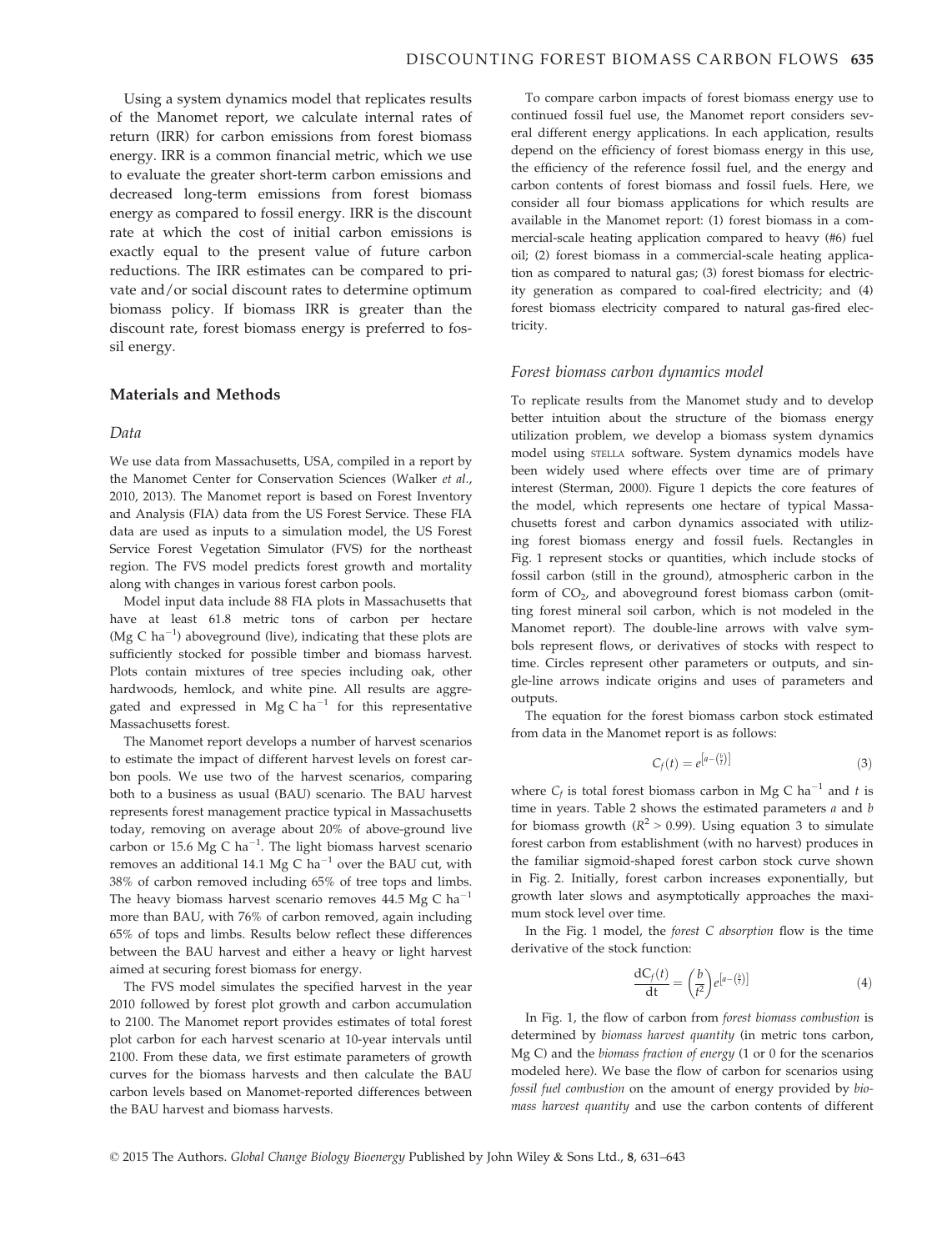Using a system dynamics model that replicates results of the Manomet report, we calculate internal rates of return (IRR) for carbon emissions from forest biomass energy. IRR is a common financial metric, which we use to evaluate the greater short-term carbon emissions and decreased long-term emissions from forest biomass energy as compared to fossil energy. IRR is the discount rate at which the cost of initial carbon emissions is exactly equal to the present value of future carbon reductions. The IRR estimates can be compared to private and/or social discount rates to determine optimum biomass policy. If biomass IRR is greater than the discount rate, forest biomass energy is preferred to fossil energy.

## Materials and Methods

### Data

We use data from Massachusetts, USA, compiled in a report by the Manomet Center for Conservation Sciences (Walker *et al.*, 2010, 2013). The Manomet report is based on Forest Inventory and Analysis (FIA) data from the US Forest Service. These FIA data are used as inputs to a simulation model, the US Forest Service Forest Vegetation Simulator (FVS) for the northeast region. The FVS model predicts forest growth and mortality along with changes in various forest carbon pools.

Model input data include 88 FIA plots in Massachusetts that have at least 61.8 metric tons of carbon per hectare (Mg C $ha^{-1}$) aboveground (live), indicating that these plots are sufficiently stocked for possible timber and biomass harvest. Plots contain mixtures of tree species including oak, other hardwoods, hemlock, and white pine. All results are aggregated and expressed in Mg C $ha^{-1}$ for this representative Massachusetts forest.

The Manomet report develops a number of harvest scenarios to estimate the impact of different harvest levels on forest carbon pools. We use two of the harvest scenarios, comparing both to a business as usual (BAU) scenario. The BAU harvest represents forest management practice typical in Massachusetts today, removing on average about 20% of above-ground live carbon or 15.6 Mg C $ha^{-1}$. The light biomass harvest scenario removes an additional 14.1 Mg C $ha^{-1}$ over the BAU cut, with 38% of carbon removed including 65% of tree tops and limbs. The heavy biomass harvest scenario removes 44.5 Mg C $ha^{-1}$ more than BAU, with 76% of carbon removed, again including 65% of tops and limbs. Results below reflect these differences between the BAU harvest and either a heavy or light harvest aimed at securing forest biomass for energy.

The FVS model simulates the specified harvest in the year 2010 followed by forest plot growth and carbon accumulation to 2100. The Manomet report provides estimates of total forest plot carbon for each harvest scenario at 10-year intervals until 2100. From these data, we first estimate parameters of growth curves for the biomass harvests and then calculate the BAU carbon levels based on Manomet-reported differences between the BAU harvest and biomass harvests.

To compare carbon impacts of forest biomass energy use to continued fossil fuel use, the Manomet report considers several different energy applications. In each application, results depend on the efficiency of forest biomass energy in this use, the efficiency of the reference fossil fuel, and the energy and carbon contents of forest biomass and fossil fuels. Here, we consider all four biomass applications for which results are available in the Manomet report: (1) forest biomass in a commercial-scale heating application compared to heavy (#6) fuel oil; (2) forest biomass in a commercial-scale heating application as compared to natural gas; (3) forest biomass for electricity generation as compared to coal-fired electricity; and (4) forest biomass electricity compared to natural gas-fired electricity.

### Forest biomass carbon dynamics model

To replicate results from the Manomet study and to develop better intuition about the structure of the biomass energy utilization problem, we develop a biomass system dynamics model using STELLA software. System dynamics models have been widely used where effects over time are of primary interest (Sterman, 2000). Figure 1 depicts the core features of the model, which represents one hectare of typical Massachusetts forest and carbon dynamics associated with utilizing forest biomass energy and fossil fuels. Rectangles in Fig. 1 represent stocks or quantities, which include stocks of fossil carbon (still in the ground), atmospheric carbon in the form of $CO_2$, and aboveground forest biomass carbon (omitting forest mineral soil carbon, which is not modeled in the Manomet report). The double-line arrows with valve symbols represent flows, or derivatives of stocks with respect to time. Circles represent other parameters or outputs, and single-line arrows indicate origins and uses of parameters and outputs.

The equation for the forest biomass carbon stock estimated from data in the Manomet report is as follows:

$$C_f(t) = e^{\left[a-\left(\frac{b}{t}\right)\right]} \tag{3}$$

where $C_f$ is total forest biomass carbon in Mg C $ha^{-1}$ and $t$ is time in years. Table 2 shows the estimated parameters $a$ and $b$ for biomass growth ($R^2 > 0.99$). Using equation 3 to simulate forest carbon from establishment (with no harvest) produces in the familiar sigmoid-shaped forest carbon stock curve shown in Fig. 2. Initially, forest carbon increases exponentially, but growth later slows and asymptotically approaches the maximum stock level over time.

In the Fig. 1 model, the *forest C absorption* flow is the time derivative of the stock function:

$$\frac{\mathrm{d}C_f(t)}{\mathrm{d}t} = \left(\frac{b}{t^2}\right)e^{\left[a-\left(\frac{b}{t}\right)\right]} \tag{4}$$

In Fig. 1, the flow of carbon from *forest biomass combustion* is determined by *biomass harvest quantity* (in metric tons carbon, Mg C) and the *biomass fraction of energy* (1 or 0 for the scenarios modeled here). We base the flow of carbon for scenarios using *fossil fuel combustion* on the amount of energy provided by *biomass harvest quantity* and use the carbon contents of different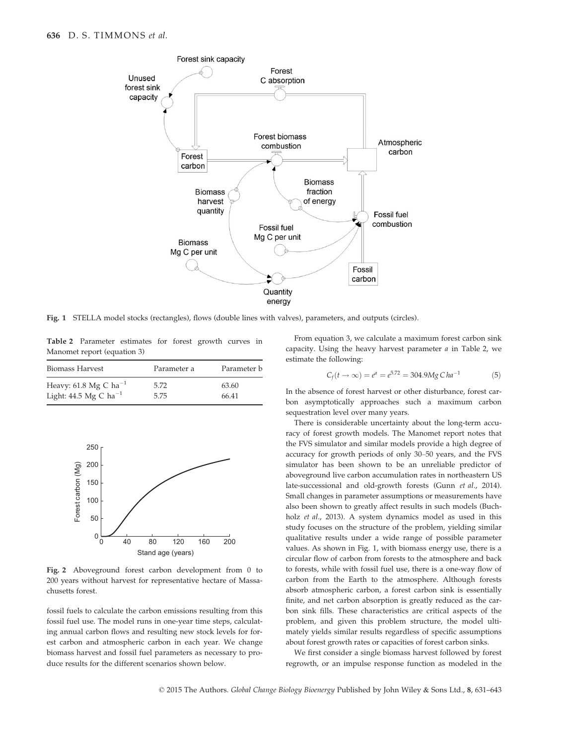Fig. 1 STELLA model stocks (rectangles), flows (double lines with valves), parameters, and outputs (circles).

Table 2 Parameter estimates for forest growth curves in Manomet report (equation 3)

| Biomass Harvest | Parameter a | Parameter b |
| --- | --- | --- |
| Heavy: 61.8 Mg C $ha^{-1}$ | 5.72 | 63.60 |
| Light: 44.5 Mg C $ha^{-1}$ | 5.75 | 66.41 |

Fig. 2 Aboveground forest carbon development from 0 to 200 years without harvest for representative hectare of Massachusetts forest.

fossil fuels to calculate the carbon emissions resulting from this fossil fuel use. The model runs in one-year time steps, calculating annual carbon flows and resulting new stock levels for forest carbon and atmospheric carbon in each year. We change biomass harvest and fossil fuel parameters as necessary to produce results for the different scenarios shown below.

From equation 3, we calculate a maximum forest carbon sink capacity. Using the heavy harvest parameter *a* in Table 2, we estimate the following:

$$C_f(t \to \infty) = e^a = e^{5.72} = 304.9 Mg\, C\, ha^{-1} \quad (5)$$

In the absence of forest harvest or other disturbance, forest carbon asymptotically approaches such a maximum carbon sequestration level over many years.

There is considerable uncertainty about the long-term accuracy of forest growth models. The Manomet report notes that the FVS simulator and similar models provide a high degree of accuracy for growth periods of only 30–50 years, and the FVS simulator has been shown to be an unreliable predictor of aboveground live carbon accumulation rates in northeastern US late-successional and old-growth forests (Gunn *et al*., 2014). Small changes in parameter assumptions or measurements have also been shown to greatly affect results in such models (Buchholz *et al*., 2013). A system dynamics model as used in this study focuses on the structure of the problem, yielding similar qualitative results under a wide range of possible parameter values. As shown in Fig. 1, with biomass energy use, there is a circular flow of carbon from forests to the atmosphere and back to forests, while with fossil fuel use, there is a one-way flow of carbon from the Earth to the atmosphere. Although forests absorb atmospheric carbon, a forest carbon sink is essentially finite, and net carbon absorption is greatly reduced as the carbon sink fills. These characteristics are critical aspects of the problem, and given this problem structure, the model ultimately yields similar results regardless of specific assumptions about forest growth rates or capacities of forest carbon sinks.

We first consider a single biomass harvest followed by forest regrowth, or an impulse response function as modeled in the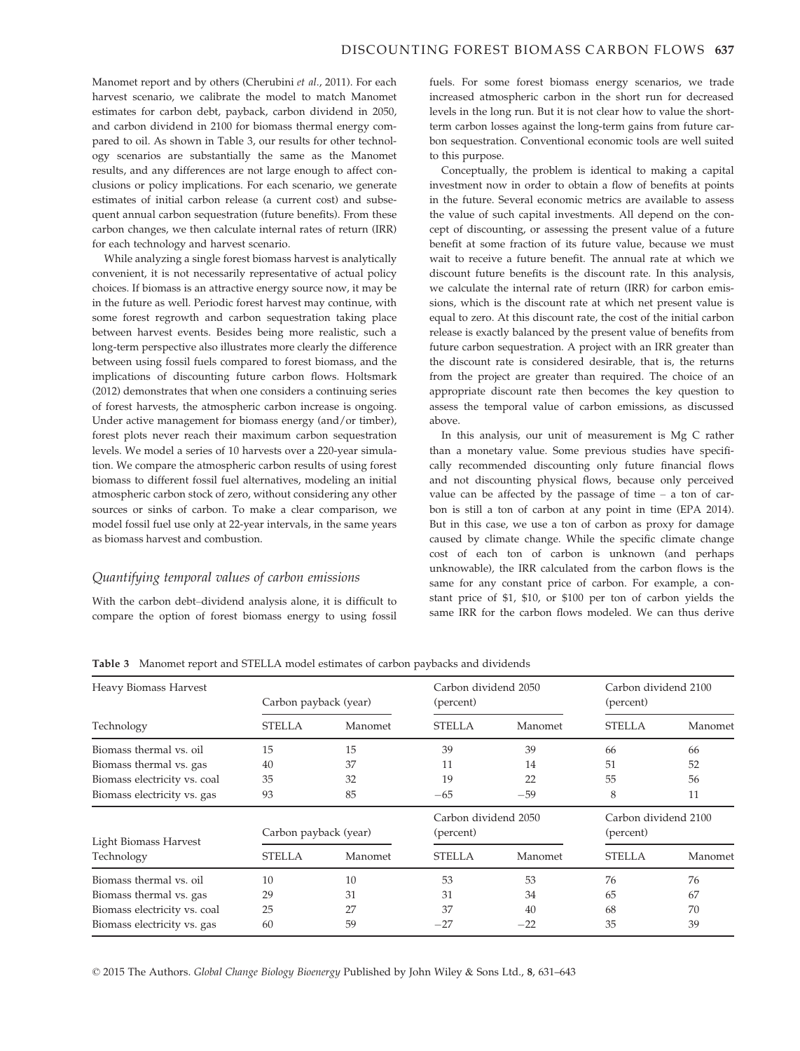Manomet report and by others (Cherubini *et al.*, 2011). For each harvest scenario, we calibrate the model to match Manomet estimates for carbon debt, payback, carbon dividend in 2050, and carbon dividend in 2100 for biomass thermal energy compared to oil. As shown in Table 3, our results for other technology scenarios are substantially the same as the Manomet results, and any differences are not large enough to affect conclusions or policy implications. For each scenario, we generate estimates of initial carbon release (a current cost) and subsequent annual carbon sequestration (future benefits). From these carbon changes, we then calculate internal rates of return (IRR) for each technology and harvest scenario.

While analyzing a single forest biomass harvest is analytically convenient, it is not necessarily representative of actual policy choices. If biomass is an attractive energy source now, it may be in the future as well. Periodic forest harvest may continue, with some forest regrowth and carbon sequestration taking place between harvest events. Besides being more realistic, such a long-term perspective also illustrates more clearly the difference between using fossil fuels compared to forest biomass, and the implications of discounting future carbon flows. Holtsmark (2012) demonstrates that when one considers a continuing series of forest harvests, the atmospheric carbon increase is ongoing. Under active management for biomass energy (and/or timber), forest plots never reach their maximum carbon sequestration levels. We model a series of 10 harvests over a 220-year simulation. We compare the atmospheric carbon results of using forest biomass to different fossil fuel alternatives, modeling an initial atmospheric carbon stock of zero, without considering any other sources or sinks of carbon. To make a clear comparison, we model fossil fuel use only at 22-year intervals, in the same years as biomass harvest and combustion.

### *Quantifying temporal values of carbon emissions*

With the carbon debt–dividend analysis alone, it is difficult to compare the option of forest biomass energy to using fossil fuels. For some forest biomass energy scenarios, we trade increased atmospheric carbon in the short run for decreased levels in the long run. But it is not clear how to value the short-term carbon losses against the long-term gains from future carbon sequestration. Conventional economic tools are well suited to this purpose.

Conceptually, the problem is identical to making a capital investment now in order to obtain a flow of benefits at points in the future. Several economic metrics are available to assess the value of such capital investments. All depend on the concept of discounting, or assessing the present value of a future benefit at some fraction of its future value, because we must wait to receive a future benefit. The annual rate at which we discount future benefits is the discount rate. In this analysis, we calculate the internal rate of return (IRR) for carbon emissions, which is the discount rate at which net present value is equal to zero. At this discount rate, the cost of the initial carbon release is exactly balanced by the present value of benefits from future carbon sequestration. A project with an IRR greater than the discount rate is considered desirable, that is, the returns from the project are greater than required. The choice of an appropriate discount rate then becomes the key question to assess the temporal value of carbon emissions, as discussed above.

In this analysis, our unit of measurement is Mg C rather than a monetary value. Some previous studies have specifically recommended discounting only future financial flows and not discounting physical flows, because only perceived value can be affected by the passage of time – a ton of carbon is still a ton of carbon at any point in time (EPA 2014). But in this case, we use a ton of carbon as proxy for damage caused by climate change. While the specific climate change cost of each ton of carbon is unknown (and perhaps unknowable), the IRR calculated from the carbon flows is the same for any constant price of carbon. For example, a constant price of \$1, \$10, or \$100 per ton of carbon yields the same IRR for the carbon flows modeled. We can thus derive

**Table 3** Manomet report and STELLA model estimates of carbon paybacks and dividends

| Heavy Biomass Harvest | Carbon payback (year) | | Carbon dividend 2050 (percent) | | Carbon dividend 2100 (percent) | |
|---|---|---|---|---|---|---|
| Technology | STELLA | Manomet | STELLA | Manomet | STELLA | Manomet |
| Biomass thermal vs. oil | 15 | 15 | 39 | 39 | 66 | 66 |
| Biomass thermal vs. gas | 40 | 37 | 11 | 14 | 51 | 52 |
| Biomass electricity vs. coal | 35 | 32 | 19 | 22 | 55 | 56 |
| Biomass electricity vs. gas | 93 | 85 | −65 | −59 | 8 | 11 |
| **Light Biomass Harvest** | **Carbon payback (year)** | | **Carbon dividend 2050 (percent)** | | **Carbon dividend 2100 (percent)** | |
| Technology | STELLA | Manomet | STELLA | Manomet | STELLA | Manomet |
| Biomass thermal vs. oil | 10 | 10 | 53 | 53 | 76 | 76 |
| Biomass thermal vs. gas | 29 | 31 | 31 | 34 | 65 | 67 |
| Biomass electricity vs. coal | 25 | 27 | 37 | 40 | 68 | 70 |
| Biomass electricity vs. gas | 60 | 59 | −27 | −22 | 35 | 39 |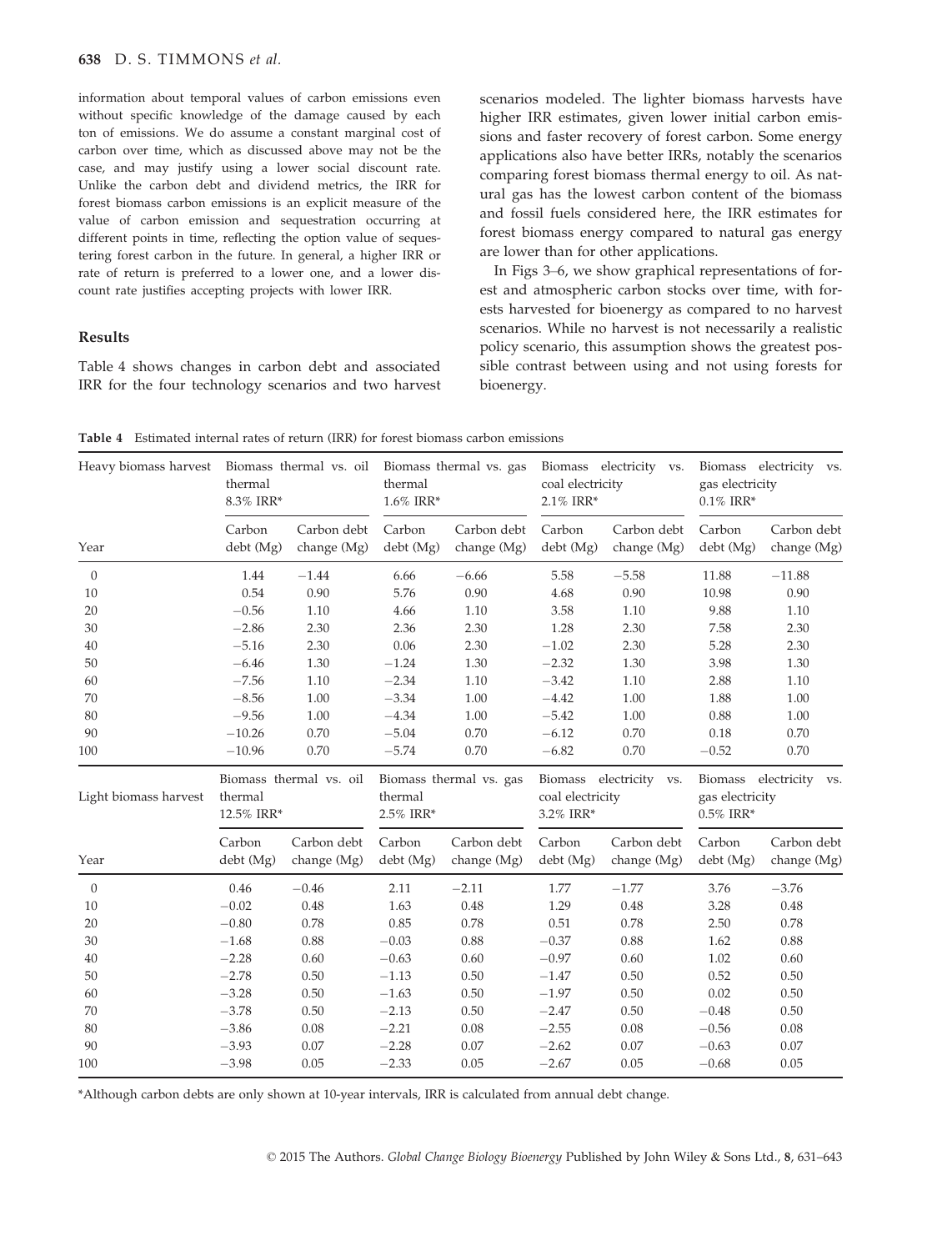information about temporal values of carbon emissions even without specific knowledge of the damage caused by each ton of emissions. We do assume a constant marginal cost of carbon over time, which as discussed above may not be the case, and may justify using a lower social discount rate. Unlike the carbon debt and dividend metrics, the IRR for forest biomass carbon emissions is an explicit measure of the value of carbon emission and sequestration occurring at different points in time, reflecting the option value of sequestering forest carbon in the future. In general, a higher IRR or rate of return is preferred to a lower one, and a lower discount rate justifies accepting projects with lower IRR.

## Results

Table 4 shows changes in carbon debt and associated IRR for the four technology scenarios and two harvest scenarios modeled. The lighter biomass harvests have higher IRR estimates, given lower initial carbon emissions and faster recovery of forest carbon. Some energy applications also have better IRRs, notably the scenarios comparing forest biomass thermal energy to oil. As natural gas has the lowest carbon content of the biomass and fossil fuels considered here, the IRR estimates for forest biomass energy compared to natural gas energy are lower than for other applications.

In Figs 3–6, we show graphical representations of forest and atmospheric carbon stocks over time, with forests harvested for bioenergy as compared to no harvest scenarios. While no harvest is not necessarily a realistic policy scenario, this assumption shows the greatest possible contrast between using and not using forests for bioenergy.

**Table 4** Estimated internal rates of return (IRR) for forest biomass carbon emissions

| Heavy biomass harvest | Biomass thermal vs. oil thermal 8.3% IRR* | | Biomass thermal vs. gas thermal 1.6% IRR* | | Biomass electricity vs. coal electricity 2.1% IRR* | | Biomass electricity vs. gas electricity 0.1% IRR* | |
|---|---|---|---|---|---|---|---|---|
| Year | Carbon debt (Mg) | Carbon debt change (Mg) | Carbon debt (Mg) | Carbon debt change (Mg) | Carbon debt (Mg) | Carbon debt change (Mg) | Carbon debt (Mg) | Carbon debt change (Mg) |
| 0 | 1.44 | −1.44 | 6.66 | −6.66 | 5.58 | −5.58 | 11.88 | −11.88 |
| 10 | 0.54 | 0.90 | 5.76 | 0.90 | 4.68 | 0.90 | 10.98 | 0.90 |
| 20 | −0.56 | 1.10 | 4.66 | 1.10 | 3.58 | 1.10 | 9.88 | 1.10 |
| 30 | −2.86 | 2.30 | 2.36 | 2.30 | 1.28 | 2.30 | 7.58 | 2.30 |
| 40 | −5.16 | 2.30 | 0.06 | 2.30 | −1.02 | 2.30 | 5.28 | 2.30 |
| 50 | −6.46 | 1.30 | −1.24 | 1.30 | −2.32 | 1.30 | 3.98 | 1.30 |
| 60 | −7.56 | 1.10 | −2.34 | 1.10 | −3.42 | 1.10 | 2.88 | 1.10 |
| 70 | −8.56 | 1.00 | −3.34 | 1.00 | −4.42 | 1.00 | 1.88 | 1.00 |
| 80 | −9.56 | 1.00 | −4.34 | 1.00 | −5.42 | 1.00 | 0.88 | 1.00 |
| 90 | −10.26 | 0.70 | −5.04 | 0.70 | −6.12 | 0.70 | 0.18 | 0.70 |
| 100 | −10.96 | 0.70 | −5.74 | 0.70 | −6.82 | 0.70 | −0.52 | 0.70 |
| **Light biomass harvest** | **Biomass thermal vs. oil thermal 12.5% IRR*** | | **Biomass thermal vs. gas thermal 2.5% IRR*** | | **Biomass electricity vs. coal electricity 3.2% IRR*** | | **Biomass electricity vs. gas electricity 0.5% IRR*** | |
| Year | Carbon debt (Mg) | Carbon debt change (Mg) | Carbon debt (Mg) | Carbon debt change (Mg) | Carbon debt (Mg) | Carbon debt change (Mg) | Carbon debt (Mg) | Carbon debt change (Mg) |
| 0 | 0.46 | −0.46 | 2.11 | −2.11 | 1.77 | −1.77 | 3.76 | −3.76 |
| 10 | −0.02 | 0.48 | 1.63 | 0.48 | 1.29 | 0.48 | 3.28 | 0.48 |
| 20 | −0.80 | 0.78 | 0.85 | 0.78 | 0.51 | 0.78 | 2.50 | 0.78 |
| 30 | −1.68 | 0.88 | −0.03 | 0.88 | −0.37 | 0.88 | 1.62 | 0.88 |
| 40 | −2.28 | 0.60 | −0.63 | 0.60 | −0.97 | 0.60 | 1.02 | 0.60 |
| 50 | −2.78 | 0.50 | −1.13 | 0.50 | −1.47 | 0.50 | 0.52 | 0.50 |
| 60 | −3.28 | 0.50 | −1.63 | 0.50 | −1.97 | 0.50 | 0.02 | 0.50 |
| 70 | −3.78 | 0.50 | −2.13 | 0.50 | −2.47 | 0.50 | −0.48 | 0.50 |
| 80 | −3.86 | 0.08 | −2.21 | 0.08 | −2.55 | 0.08 | −0.56 | 0.08 |
| 90 | −3.93 | 0.07 | −2.28 | 0.07 | −2.62 | 0.07 | −0.63 | 0.07 |
| 100 | −3.98 | 0.05 | −2.33 | 0.05 | −2.67 | 0.05 | −0.68 | 0.05 |

*Although carbon debts are only shown at 10-year intervals, IRR is calculated from annual debt change.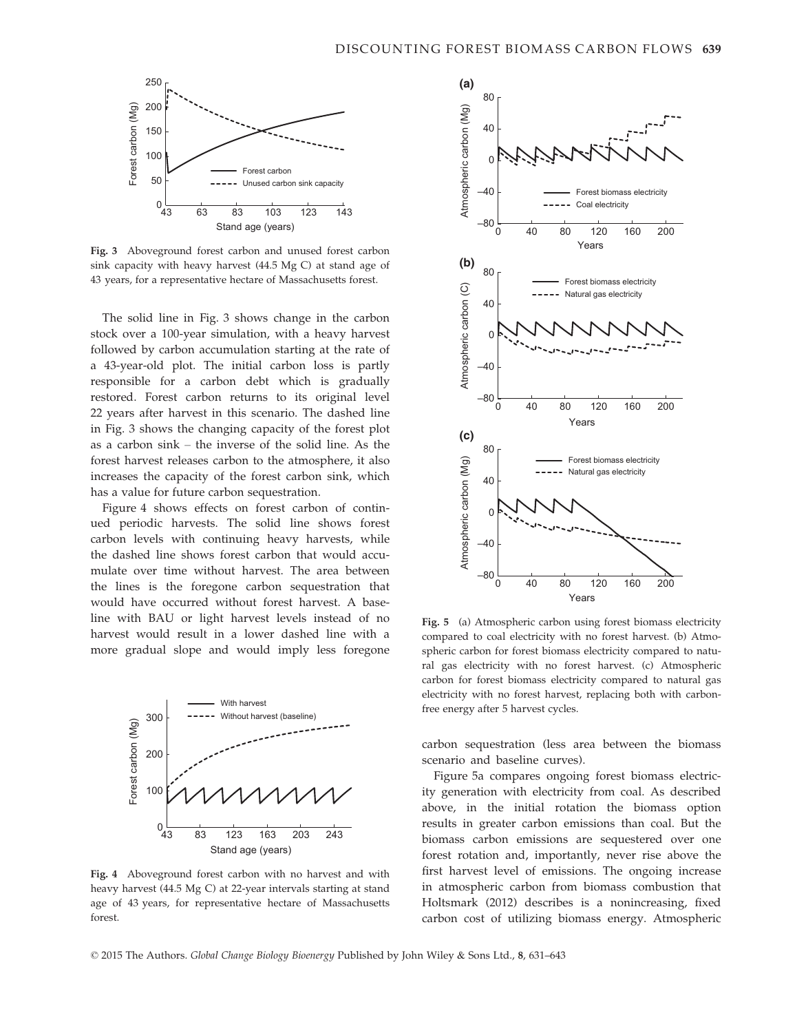Fig. 3 Aboveground forest carbon and unused forest carbon sink capacity with heavy harvest (44.5 Mg C) at stand age of 43 years, for a representative hectare of Massachusetts forest.

The solid line in Fig. 3 shows change in the carbon stock over a 100-year simulation, with a heavy harvest followed by carbon accumulation starting at the rate of a 43-year-old plot. The initial carbon loss is partly responsible for a carbon debt which is gradually restored. Forest carbon returns to its original level 22 years after harvest in this scenario. The dashed line in Fig. 3 shows the changing capacity of the forest plot as a carbon sink – the inverse of the solid line. As the forest harvest releases carbon to the atmosphere, it also increases the capacity of the forest carbon sink, which has a value for future carbon sequestration.

Figure 4 shows effects on forest carbon of continued periodic harvests. The solid line shows forest carbon levels with continuing heavy harvests, while the dashed line shows forest carbon that would accumulate over time without harvest. The area between the lines is the foregone carbon sequestration that would have occurred without forest harvest. A baseline with BAU or light harvest levels instead of no harvest would result in a lower dashed line with a more gradual slope and would imply less foregone carbon sequestration (less area between the biomass scenario and baseline curves).

Fig. 4 Aboveground forest carbon with no harvest and with heavy harvest (44.5 Mg C) at 22-year intervals starting at stand age of 43 years, for representative hectare of Massachusetts forest.

Fig. 5 (a) Atmospheric carbon using forest biomass electricity compared to coal electricity with no forest harvest. (b) Atmospheric carbon for forest biomass electricity compared to natural gas electricity with no forest harvest. (c) Atmospheric carbon for forest biomass electricity compared to natural gas electricity with no forest harvest, replacing both with carbon-free energy after 5 harvest cycles.

Figure 5a compares ongoing forest biomass electricity generation with electricity from coal. As described above, in the initial rotation the biomass option results in greater carbon emissions than coal. But the biomass carbon emissions are sequestered over one forest rotation and, importantly, never rise above the first harvest level of emissions. The ongoing increase in atmospheric carbon from biomass combustion that Holtsmark (2012) describes is a nonincreasing, fixed carbon cost of utilizing biomass energy. Atmospheric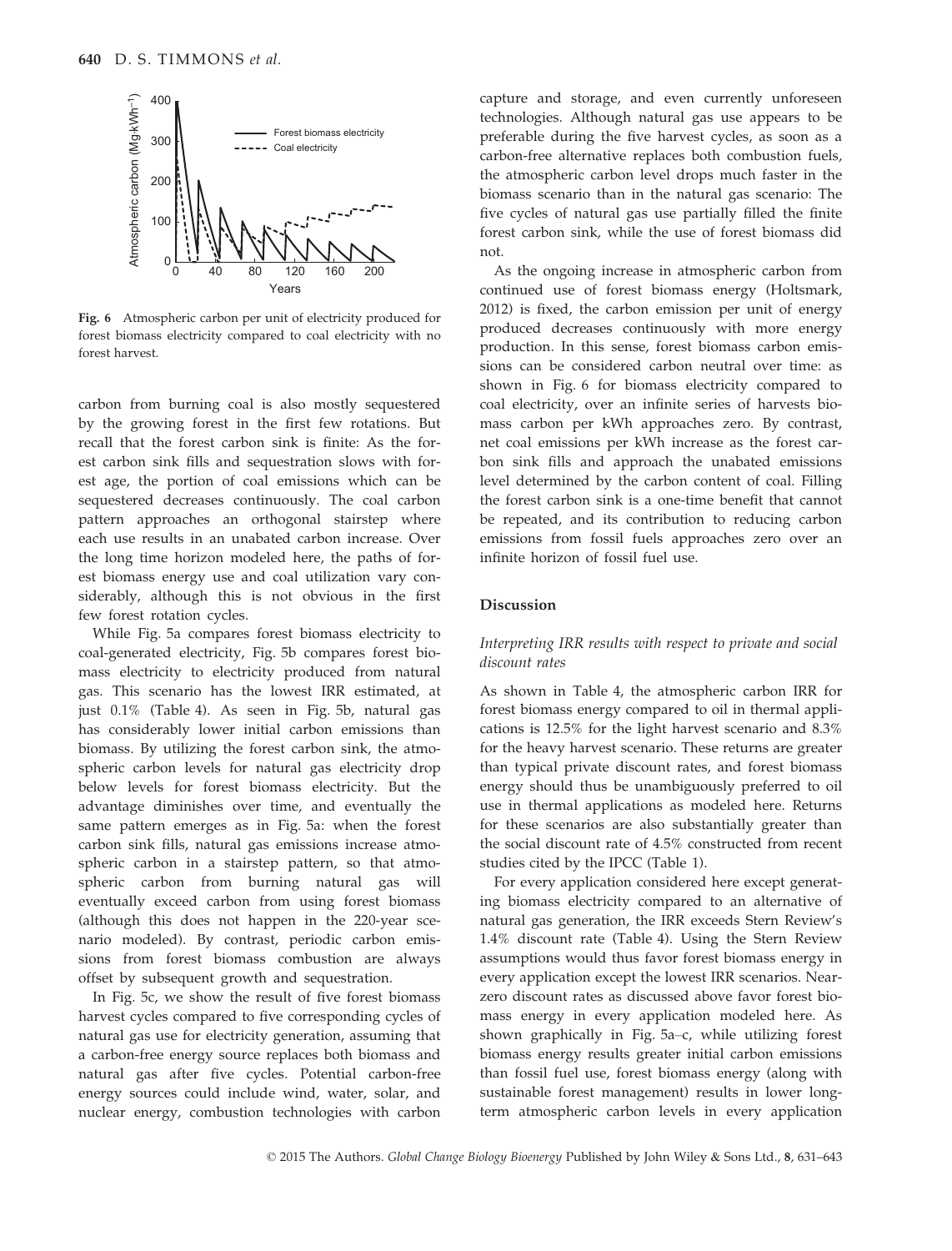Fig. 6 Atmospheric carbon per unit of electricity produced for forest biomass electricity compared to coal electricity with no forest harvest.

carbon from burning coal is also mostly sequestered by the growing forest in the first few rotations. But recall that the forest carbon sink is finite: As the forest carbon sink fills and sequestration slows with forest age, the portion of coal emissions which can be sequestered decreases continuously. The coal carbon pattern approaches an orthogonal stairstep where each use results in an unabated carbon increase. Over the long time horizon modeled here, the paths of forest biomass energy use and coal utilization vary considerably, although this is not obvious in the first few forest rotation cycles.

While Fig. 5a compares forest biomass electricity to coal-generated electricity, Fig. 5b compares forest biomass electricity to electricity produced from natural gas. This scenario has the lowest IRR estimated, at just 0.1% (Table 4). As seen in Fig. 5b, natural gas has considerably lower initial carbon emissions than biomass. By utilizing the forest carbon sink, the atmospheric carbon levels for natural gas electricity drop below levels for forest biomass electricity. But the advantage diminishes over time, and eventually the same pattern emerges as in Fig. 5a: when the forest carbon sink fills, natural gas emissions increase atmospheric carbon in a stairstep pattern, so that atmospheric carbon from burning natural gas will eventually exceed carbon from using forest biomass (although this does not happen in the 220-year scenario modeled). By contrast, periodic carbon emissions from forest biomass combustion are always offset by subsequent growth and sequestration.

In Fig. 5c, we show the result of five forest biomass harvest cycles compared to five corresponding cycles of natural gas use for electricity generation, assuming that a carbon-free energy source replaces both biomass and natural gas after five cycles. Potential carbon-free energy sources could include wind, water, solar, and nuclear energy, combustion technologies with carbon capture and storage, and even currently unforeseen technologies. Although natural gas use appears to be preferable during the five harvest cycles, as soon as a carbon-free alternative replaces both combustion fuels, the atmospheric carbon level drops much faster in the biomass scenario than in the natural gas scenario: The five cycles of natural gas use partially filled the finite forest carbon sink, while the use of forest biomass did not.

As the ongoing increase in atmospheric carbon from continued use of forest biomass energy (Holtsmark, 2012) is fixed, the carbon emission per unit of energy produced decreases continuously with more energy production. In this sense, forest biomass carbon emissions can be considered carbon neutral over time: as shown in Fig. 6 for biomass electricity compared to coal electricity, over an infinite series of harvests biomass carbon per kWh approaches zero. By contrast, net coal emissions per kWh increase as the forest carbon sink fills and approach the unabated emissions level determined by the carbon content of coal. Filling the forest carbon sink is a one-time benefit that cannot be repeated, and its contribution to reducing carbon emissions from fossil fuels approaches zero over an infinite horizon of fossil fuel use.

## Discussion

### *Interpreting IRR results with respect to private and social discount rates*

As shown in Table 4, the atmospheric carbon IRR for forest biomass energy compared to oil in thermal applications is 12.5% for the light harvest scenario and 8.3% for the heavy harvest scenario. These returns are greater than typical private discount rates, and forest biomass energy should thus be unambiguously preferred to oil use in thermal applications as modeled here. Returns for these scenarios are also substantially greater than the social discount rate of 4.5% constructed from recent studies cited by the IPCC (Table 1).

For every application considered here except generating biomass electricity compared to an alternative of natural gas generation, the IRR exceeds Stern Review's 1.4% discount rate (Table 4). Using the Stern Review assumptions would thus favor forest biomass energy in every application except the lowest IRR scenarios. Near-zero discount rates as discussed above favor forest biomass energy in every application modeled here. As shown graphically in Fig. 5a–c, while utilizing forest biomass energy results greater initial carbon emissions than fossil fuel use, forest biomass energy (along with sustainable forest management) results in lower long-term atmospheric carbon levels in every application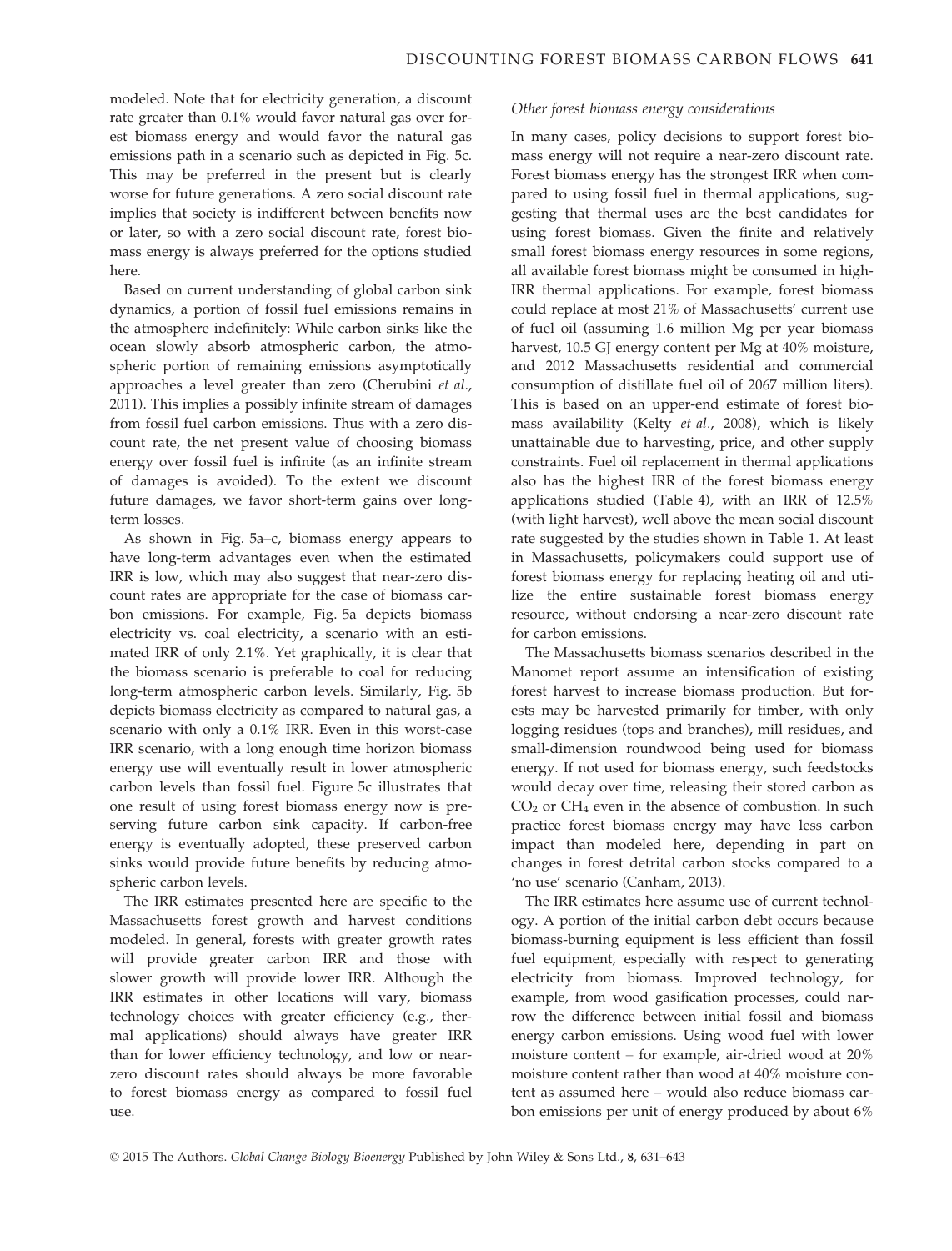modeled. Note that for electricity generation, a discount rate greater than 0.1% would favor natural gas over forest biomass energy and would favor the natural gas emissions path in a scenario such as depicted in Fig. 5c. This may be preferred in the present but is clearly worse for future generations. A zero social discount rate implies that society is indifferent between benefits now or later, so with a zero social discount rate, forest biomass energy is always preferred for the options studied here.

Based on current understanding of global carbon sink dynamics, a portion of fossil fuel emissions remains in the atmosphere indefinitely: While carbon sinks like the ocean slowly absorb atmospheric carbon, the atmospheric portion of remaining emissions asymptotically approaches a level greater than zero (Cherubini *et al.*, 2011). This implies a possibly infinite stream of damages from fossil fuel carbon emissions. Thus with a zero discount rate, the net present value of choosing biomass energy over fossil fuel is infinite (as an infinite stream of damages is avoided). To the extent we discount future damages, we favor short-term gains over long-term losses.

As shown in Fig. 5a–c, biomass energy appears to have long-term advantages even when the estimated IRR is low, which may also suggest that near-zero discount rates are appropriate for the case of biomass carbon emissions. For example, Fig. 5a depicts biomass electricity vs. coal electricity, a scenario with an estimated IRR of only 2.1%. Yet graphically, it is clear that the biomass scenario is preferable to coal for reducing long-term atmospheric carbon levels. Similarly, Fig. 5b depicts biomass electricity as compared to natural gas, a scenario with only a 0.1% IRR. Even in this worst-case IRR scenario, with a long enough time horizon biomass energy use will eventually result in lower atmospheric carbon levels than fossil fuel. Figure 5c illustrates that one result of using forest biomass energy now is preserving future carbon sink capacity. If carbon-free energy is eventually adopted, these preserved carbon sinks would provide future benefits by reducing atmospheric carbon levels.

The IRR estimates presented here are specific to the Massachusetts forest growth and harvest conditions modeled. In general, forests with greater growth rates will provide greater carbon IRR and those with slower growth will provide lower IRR. Although the IRR estimates in other locations will vary, biomass technology choices with greater efficiency (e.g., thermal applications) should always have greater IRR than for lower efficiency technology, and low or near-zero discount rates should always be more favorable to forest biomass energy as compared to fossil fuel use.

*Other forest biomass energy considerations*

In many cases, policy decisions to support forest biomass energy will not require a near-zero discount rate. Forest biomass energy has the strongest IRR when compared to using fossil fuel in thermal applications, suggesting that thermal uses are the best candidates for using forest biomass. Given the finite and relatively small forest biomass energy resources in some regions, all available forest biomass might be consumed in high-IRR thermal applications. For example, forest biomass could replace at most 21% of Massachusetts' current use of fuel oil (assuming 1.6 million Mg per year biomass harvest, 10.5 GJ energy content per Mg at 40% moisture, and 2012 Massachusetts residential and commercial consumption of distillate fuel oil of 2067 million liters). This is based on an upper-end estimate of forest biomass availability (Kelty *et al.*, 2008), which is likely unattainable due to harvesting, price, and other supply constraints. Fuel oil replacement in thermal applications also has the highest IRR of the forest biomass energy applications studied (Table 4), with an IRR of 12.5% (with light harvest), well above the mean social discount rate suggested by the studies shown in Table 1. At least in Massachusetts, policymakers could support use of forest biomass energy for replacing heating oil and utilize the entire sustainable forest biomass energy resource, without endorsing a near-zero discount rate for carbon emissions.

The Massachusetts biomass scenarios described in the Manomet report assume an intensification of existing forest harvest to increase biomass production. But forests may be harvested primarily for timber, with only logging residues (tops and branches), mill residues, and small-dimension roundwood being used for biomass energy. If not used for biomass energy, such feedstocks would decay over time, releasing their stored carbon as $CO_2$ or $CH_4$ even in the absence of combustion. In such practice forest biomass energy may have less carbon impact than modeled here, depending in part on changes in forest detrital carbon stocks compared to a 'no use' scenario (Canham, 2013).

The IRR estimates here assume use of current technology. A portion of the initial carbon debt occurs because biomass-burning equipment is less efficient than fossil fuel equipment, especially with respect to generating electricity from biomass. Improved technology, for example, from wood gasification processes, could narrow the difference between initial fossil and biomass energy carbon emissions. Using wood fuel with lower moisture content – for example, air-dried wood at 20% moisture content rather than wood at 40% moisture content as assumed here – would also reduce biomass carbon emissions per unit of energy produced by about 6%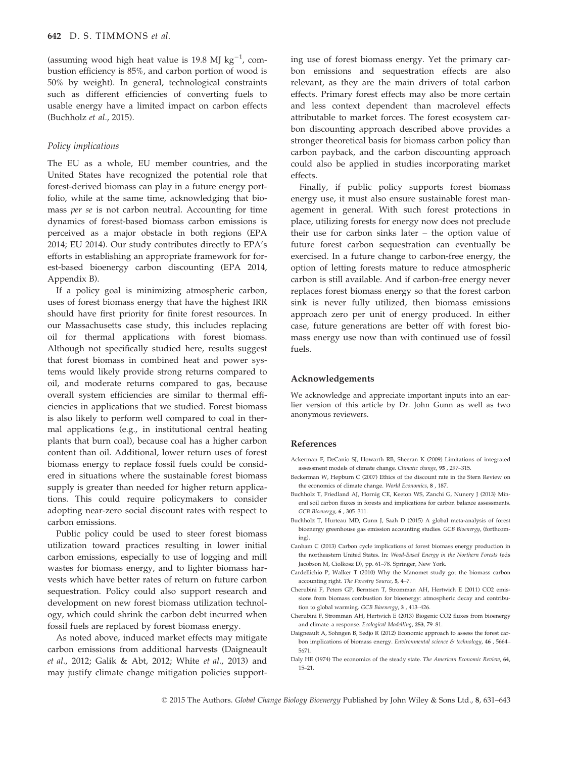(assuming wood high heat value is 19.8 MJ $kg^{-1}$, combustion efficiency is 85%, and carbon portion of wood is 50% by weight). In general, technological constraints such as different efficiencies of converting fuels to usable energy have a limited impact on carbon effects (Buchholz *et al*., 2015).

### Policy implications

The EU as a whole, EU member countries, and the United States have recognized the potential role that forest-derived biomass can play in a future energy portfolio, while at the same time, acknowledging that biomass *per se* is not carbon neutral. Accounting for time dynamics of forest-based biomass carbon emissions is perceived as a major obstacle in both regions (EPA 2014; EU 2014). Our study contributes directly to EPA's efforts in establishing an appropriate framework for forest-based bioenergy carbon discounting (EPA 2014, Appendix B).

If a policy goal is minimizing atmospheric carbon, uses of forest biomass energy that have the highest IRR should have first priority for finite forest resources. In our Massachusetts case study, this includes replacing oil for thermal applications with forest biomass. Although not specifically studied here, results suggest that forest biomass in combined heat and power systems would likely provide strong returns compared to oil, and moderate returns compared to gas, because overall system efficiencies are similar to thermal efficiencies in applications that we studied. Forest biomass is also likely to perform well compared to coal in thermal applications (e.g., in institutional central heating plants that burn coal), because coal has a higher carbon content than oil. Additional, lower return uses of forest biomass energy to replace fossil fuels could be considered in situations where the sustainable forest biomass supply is greater than needed for higher return applications. This could require policymakers to consider adopting near-zero social discount rates with respect to carbon emissions.

Public policy could be used to steer forest biomass utilization toward practices resulting in lower initial carbon emissions, especially to use of logging and mill wastes for biomass energy, and to lighter biomass harvests which have better rates of return on future carbon sequestration. Policy could also support research and development on new forest biomass utilization technology, which could shrink the carbon debt incurred when fossil fuels are replaced by forest biomass energy.

As noted above, induced market effects may mitigate carbon emissions from additional harvests (Daigneault *et al*., 2012; Galik & Abt, 2012; White *et al*., 2013) and may justify climate change mitigation policies supporting use of forest biomass energy. Yet the primary carbon emissions and sequestration effects are also relevant, as they are the main drivers of total carbon effects. Primary forest effects may also be more certain and less context dependent than macrolevel effects attributable to market forces. The forest ecosystem carbon discounting approach described above provides a stronger theoretical basis for biomass carbon policy than carbon payback, and the carbon discounting approach could also be applied in studies incorporating market effects.

Finally, if public policy supports forest biomass energy use, it must also ensure sustainable forest management in general. With such forest protections in place, utilizing forests for energy now does not preclude their use for carbon sinks later – the option value of future forest carbon sequestration can eventually be exercised. In a future change to carbon-free energy, the option of letting forests mature to reduce atmospheric carbon is still available. And if carbon-free energy never replaces forest biomass energy so that the forest carbon sink is never fully utilized, then biomass emissions approach zero per unit of energy produced. In either case, future generations are better off with forest biomass energy use now than with continued use of fossil fuels.

## Acknowledgements

We acknowledge and appreciate important inputs into an earlier version of this article by Dr. John Gunn as well as two anonymous reviewers.

## References

Ackerman F, DeCanio SJ, Howarth RB, Sheeran K (2009) Limitations of integrated assessment models of climate change. *Climatic change*, **95** , 297–315.

Beckerman W, Hepburn C (2007) Ethics of the discount rate in the Stern Review on the economics of climate change. *World Economics*, **8** , 187.

Buchholz T, Friedland AJ, Hornig CE, Keeton WS, Zanchi G, Nunery J (2013) Mineral soil carbon fluxes in forests and implications for carbon balance assessments. *GCB Bioenergy*, **6** , 305–311.

Buchholz T, Hurteau MD, Gunn J, Saah D (2015) A global meta-analysis of forest bioenergy greenhouse gas emission accounting studies. *GCB Bioenergy*, (forthcoming).

Canham C (2013) Carbon cycle implications of forest biomass energy production in the northeastern United States. In: *Wood-Based Energy in the Northern Forests* (eds Jacobson M, Ciolkosz D), pp. 61–78. Springer, New York.

Cardellichio P, Walker T (2010) Why the Manomet study got the biomass carbon accounting right. *The Forestry Source*, **5**, 4–7.

Cherubini F, Peters GP, Berntsen T, Stromman AH, Hertwich E (2011) CO2 emissions from biomass combustion for bioenergy: atmospheric decay and contribution to global warming. *GCB Bioenergy*, **3** , 413–426.

Cherubini F, Stromman AH, Hertwich E (2013) Biogenic CO2 fluxes from bioenergy and climate–a response. *Ecological Modelling*, **253**, 79–81.

Daigneault A, Sohngen B, Sedjo R (2012) Economic approach to assess the forest carbon implications of biomass energy. *Environmental science & technology*, **46** , 5664–5671.

Daly HE (1974) The economics of the steady state. *The American Economic Review*, **64**, 15–21.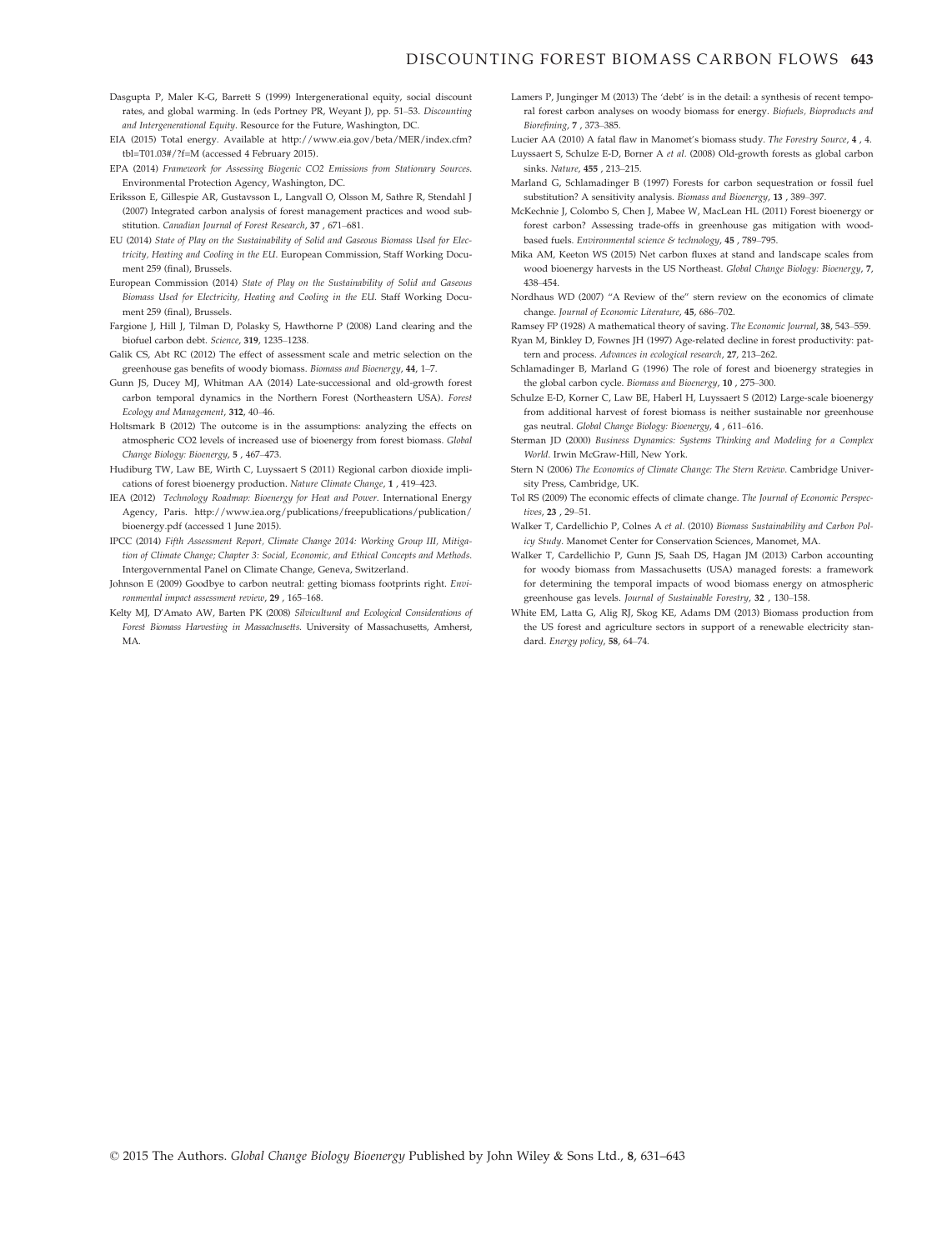Dasgupta P, Maler K-G, Barrett S (1999) Intergenerational equity, social discount rates, and global warming. In (eds Portney PR, Weyant J), pp. 51–53. *Discounting and Intergenerational Equity*. Resource for the Future, Washington, DC.

EIA (2015) Total energy. Available at http://www.eia.gov/beta/MER/index.cfm?tbl=T01.03#/?f=M (accessed 4 February 2015).

EPA (2014) *Framework for Assessing Biogenic CO2 Emissions from Stationary Sources*. Environmental Protection Agency, Washington, DC.

Eriksson E, Gillespie AR, Gustavsson L, Langvall O, Olsson M, Sathre R, Stendahl J (2007) Integrated carbon analysis of forest management practices and wood substitution. *Canadian Journal of Forest Research*, **37** , 671–681.

EU (2014) *State of Play on the Sustainability of Solid and Gaseous Biomass Used for Electricity, Heating and Cooling in the EU*. European Commission, Staff Working Document 259 (final), Brussels.

European Commission (2014) *State of Play on the Sustainability of Solid and Gaseous Biomass Used for Electricity, Heating and Cooling in the EU*. Staff Working Document 259 (final), Brussels.

Fargione J, Hill J, Tilman D, Polasky S, Hawthorne P (2008) Land clearing and the biofuel carbon debt. *Science*, **319**, 1235–1238.

Galik CS, Abt RC (2012) The effect of assessment scale and metric selection on the greenhouse gas benefits of woody biomass. *Biomass and Bioenergy*, **44**, 1–7.

Gunn JS, Ducey MJ, Whitman AA (2014) Late-successional and old-growth forest carbon temporal dynamics in the Northern Forest (Northeastern USA). *Forest Ecology and Management*, **312**, 40–46.

Holtsmark B (2012) The outcome is in the assumptions: analyzing the effects on atmospheric CO2 levels of increased use of bioenergy from forest biomass. *Global Change Biology: Bioenergy*, **5** , 467–473.

Hudiburg TW, Law BE, Wirth C, Luyssaert S (2011) Regional carbon dioxide implications of forest bioenergy production. *Nature Climate Change*, **1** , 419–423.

IEA (2012) *Technology Roadmap: Bioenergy for Heat and Power*. International Energy Agency, Paris. http://www.iea.org/publications/freepublications/publication/bioenergy.pdf (accessed 1 June 2015).

IPCC (2014) *Fifth Assessment Report, Climate Change 2014: Working Group III, Mitigation of Climate Change; Chapter 3: Social, Economic, and Ethical Concepts and Methods*. Intergovernmental Panel on Climate Change, Geneva, Switzerland.

Johnson E (2009) Goodbye to carbon neutral: getting biomass footprints right. *Environmental impact assessment review*, **29** , 165–168.

Kelty MJ, D'Amato AW, Barten PK (2008) *Silvicultural and Ecological Considerations of Forest Biomass Harvesting in Massachusetts*. University of Massachusetts, Amherst, MA.

Lamers P, Junginger M (2013) The 'debt' is in the detail: a synthesis of recent temporal forest carbon analyses on woody biomass for energy. *Biofuels, Bioproducts and Biorefining*, **7** , 373–385.

Lucier AA (2010) A fatal flaw in Manomet's biomass study. *The Forestry Source*, **4** , 4.

Luyssaert S, Schulze E-D, Borner A *et al.* (2008) Old-growth forests as global carbon sinks. *Nature*, **455** , 213–215.

Marland G, Schlamadinger B (1997) Forests for carbon sequestration or fossil fuel substitution? A sensitivity analysis. *Biomass and Bioenergy*, **13** , 389–397.

McKechnie J, Colombo S, Chen J, Mabee W, MacLean HL (2011) Forest bioenergy or forest carbon? Assessing trade-offs in greenhouse gas mitigation with wood-based fuels. *Environmental science & technology*, **45** , 789–795.

Mika AM, Keeton WS (2015) Net carbon fluxes at stand and landscape scales from wood bioenergy harvests in the US Northeast. *Global Change Biology: Bioenergy*, **7**, 438–454.

Nordhaus WD (2007) "A Review of the" stern review on the economics of climate change. *Journal of Economic Literature*, **45**, 686–702.

Ramsey FP (1928) A mathematical theory of saving. *The Economic Journal*, **38**, 543–559.

Ryan M, Binkley D, Fownes JH (1997) Age-related decline in forest productivity: pattern and process. *Advances in ecological research*, **27**, 213–262.

Schlamadinger B, Marland G (1996) The role of forest and bioenergy strategies in the global carbon cycle. *Biomass and Bioenergy*, **10** , 275–300.

Schulze E-D, Korner C, Law BE, Haberl H, Luyssaert S (2012) Large-scale bioenergy from additional harvest of forest biomass is neither sustainable nor greenhouse gas neutral. *Global Change Biology: Bioenergy*, **4** , 611–616.

Sterman JD (2000) *Business Dynamics: Systems Thinking and Modeling for a Complex World*. Irwin McGraw-Hill, New York.

Stern N (2006) *The Economics of Climate Change: The Stern Review*. Cambridge University Press, Cambridge, UK.

Tol RS (2009) The economic effects of climate change. *The Journal of Economic Perspectives*, **23** , 29–51.

Walker T, Cardellichio P, Colnes A *et al.* (2010) *Biomass Sustainability and Carbon Policy Study*. Manomet Center for Conservation Sciences, Manomet, MA.

Walker T, Cardellichio P, Gunn JS, Saah DS, Hagan JM (2013) Carbon accounting for woody biomass from Massachusetts (USA) managed forests: a framework for determining the temporal impacts of wood biomass energy on atmospheric greenhouse gas levels. *Journal of Sustainable Forestry*, **32** , 130–158.

White EM, Latta G, Alig RJ, Skog KE, Adams DM (2013) Biomass production from the US forest and agriculture sectors in support of a renewable electricity standard. *Energy policy*, **58**, 64–74.